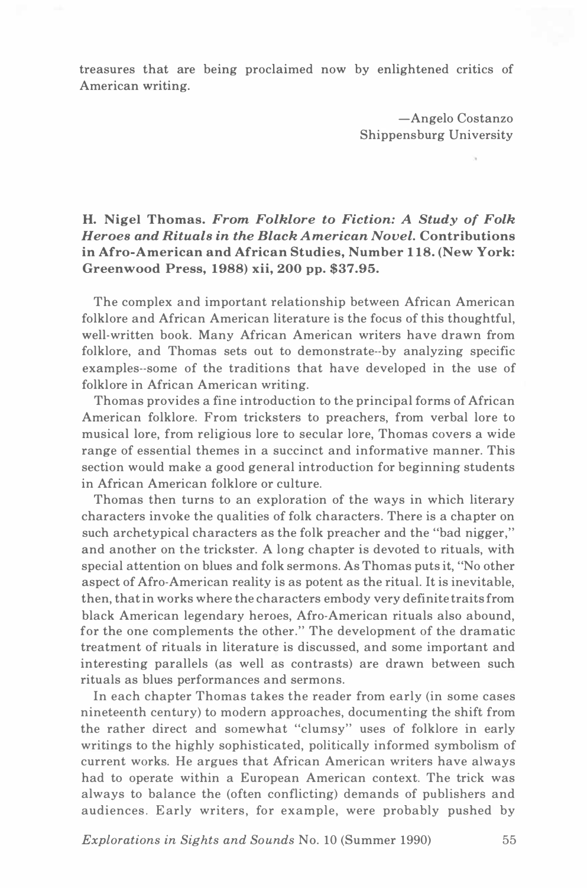treasures that are being proclaimed now by enlightened critics of American writing.

—Angelo Costanzo
Shippensburg University

**H. Nigel Thomas. *From Folklore to Fiction: A Study of Folk Heroes and Rituals in the Black American Novel.* Contributions in Afro-American and African Studies, Number 118. (New York: Greenwood Press, 1988) xii, 200 pp. $37.95.**

The complex and important relationship between African American folklore and African American literature is the focus of this thoughtful, well-written book. Many African American writers have drawn from folklore, and Thomas sets out to demonstrate--by analyzing specific examples--some of the traditions that have developed in the use of folklore in African American writing.

Thomas provides a fine introduction to the principal forms of African American folklore. From tricksters to preachers, from verbal lore to musical lore, from religious lore to secular lore, Thomas covers a wide range of essential themes in a succinct and informative manner. This section would make a good general introduction for beginning students in African American folklore or culture.

Thomas then turns to an exploration of the ways in which literary characters invoke the qualities of folk characters. There is a chapter on such archetypical characters as the folk preacher and the "bad nigger," and another on the trickster. A long chapter is devoted to rituals, with special attention on blues and folk sermons. As Thomas puts it, "No other aspect of Afro-American reality is as potent as the ritual. It is inevitable, then, that in works where the characters embody very definite traits from black American legendary heroes, Afro-American rituals also abound, for the one complements the other." The development of the dramatic treatment of rituals in literature is discussed, and some important and interesting parallels (as well as contrasts) are drawn between such rituals as blues performances and sermons.

In each chapter Thomas takes the reader from early (in some cases nineteenth century) to modern approaches, documenting the shift from the rather direct and somewhat "clumsy" uses of folklore in early writings to the highly sophisticated, politically informed symbolism of current works. He argues that African American writers have always had to operate within a European American context. The trick was always to balance the (often conflicting) demands of publishers and audiences. Early writers, for example, were probably pushed by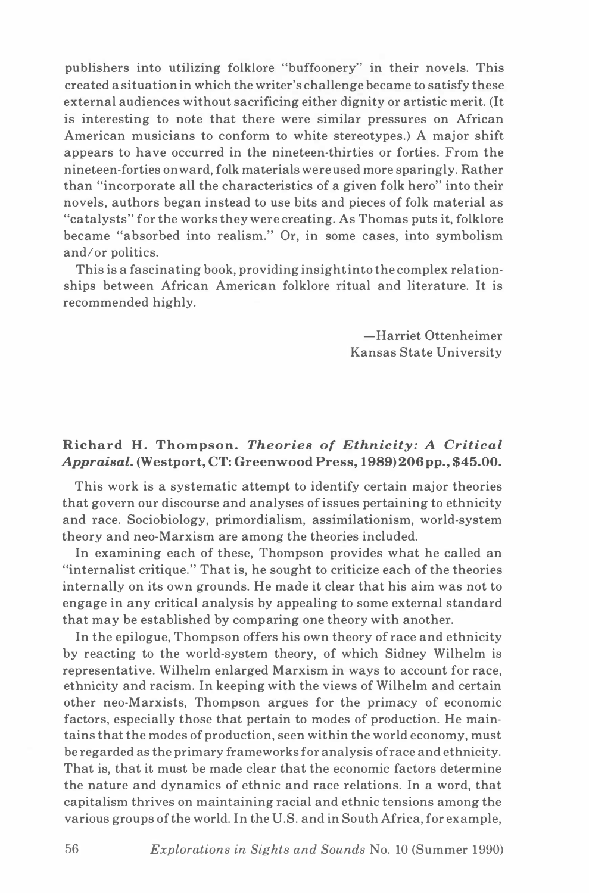publishers into utilizing folklore "buffoonery" in their novels. This created a situation in which the writer's challenge became to satisfy these external audiences without sacrificing either dignity or artistic merit. (It is interesting to note that there were similar pressures on African American musicians to conform to white stereotypes.) A major shift appears to have occurred in the nineteen-thirties or forties. From the nineteen-forties onward, folk materials were used more sparingly. Rather than "incorporate all the characteristics of a given folk hero" into their novels, authors began instead to use bits and pieces of folk material as "catalysts" for the works they were creating. As Thomas puts it, folklore became "absorbed into realism." Or, in some cases, into symbolism and/or politics.

This is a fascinating book, providing insight into the complex relationships between African American folklore ritual and literature. It is recommended highly.

—Harriet Ottenheimer
Kansas State University

**Richard H. Thompson. *Theories of Ethnicity: A Critical Appraisal.* (Westport, CT: Greenwood Press, 1989) 206 pp., $45.00.**

This work is a systematic attempt to identify certain major theories that govern our discourse and analyses of issues pertaining to ethnicity and race. Sociobiology, primordialism, assimilationism, world-system theory and neo-Marxism are among the theories included.

In examining each of these, Thompson provides what he called an "internalist critique." That is, he sought to criticize each of the theories internally on its own grounds. He made it clear that his aim was not to engage in any critical analysis by appealing to some external standard that may be established by comparing one theory with another.

In the epilogue, Thompson offers his own theory of race and ethnicity by reacting to the world-system theory, of which Sidney Wilhelm is representative. Wilhelm enlarged Marxism in ways to account for race, ethnicity and racism. In keeping with the views of Wilhelm and certain other neo-Marxists, Thompson argues for the primacy of economic factors, especially those that pertain to modes of production. He maintains that the modes of production, seen within the world economy, must be regarded as the primary frameworks for analysis of race and ethnicity. That is, that it must be made clear that the economic factors determine the nature and dynamics of ethnic and race relations. In a word, that capitalism thrives on maintaining racial and ethnic tensions among the various groups of the world. In the U.S. and in South Africa, for example,